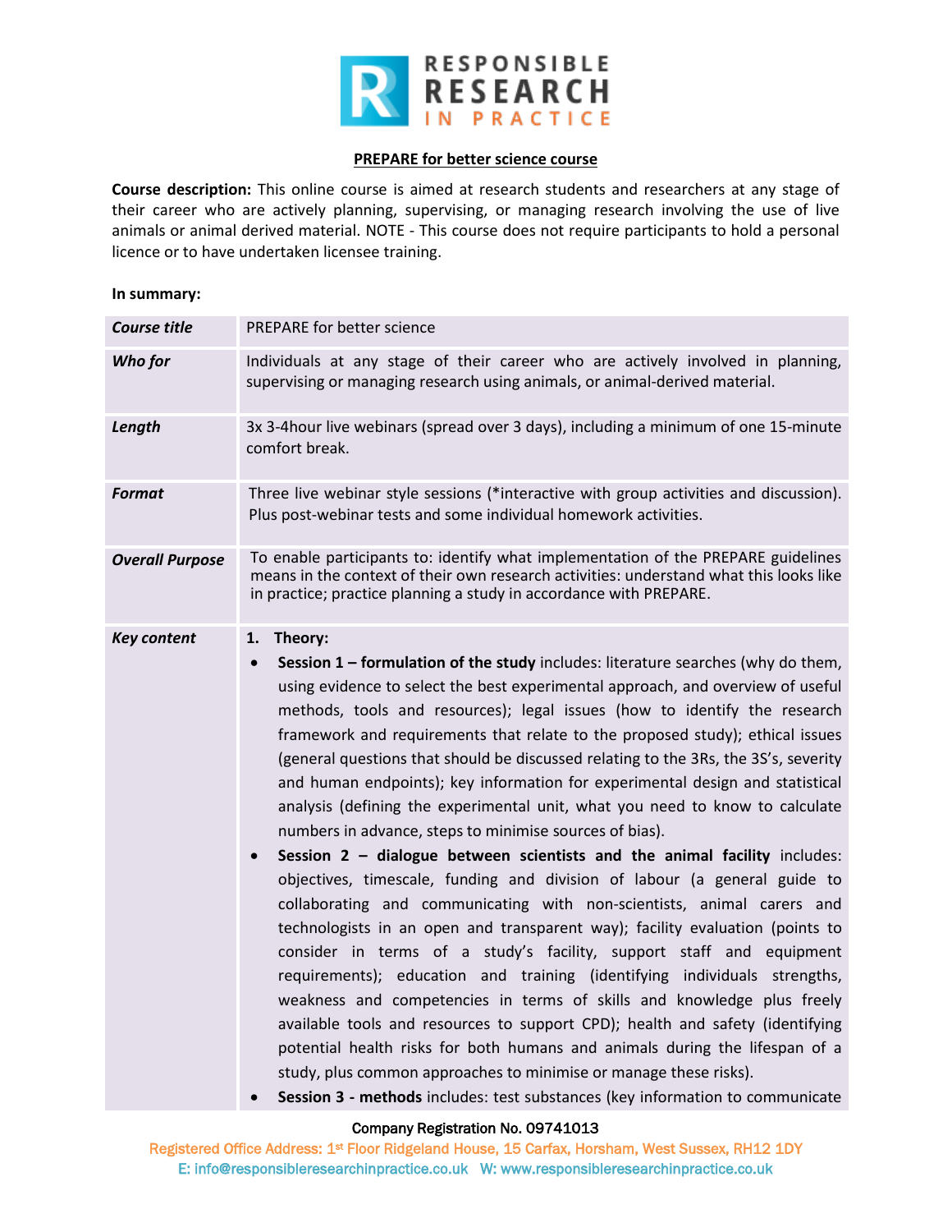**PREPARE for better science course**

**Course description:** This online course is aimed at research students and researchers at any stage of their career who are actively planning, supervising, or managing research involving the use of live animals or animal derived material. NOTE - This course does not require participants to hold a personal licence or to have undertaken licensee training.

**In summary:**

| | |
|---|---|
| ***Course title*** | PREPARE for better science |
| ***Who for*** | Individuals at any stage of their career who are actively involved in planning, supervising or managing research using animals, or animal-derived material. |
| ***Length*** | 3x 3-4hour live webinars (spread over 3 days), including a minimum of one 15-minute comfort break. |
| ***Format*** | Three live webinar style sessions (*interactive with group activities and discussion). Plus post-webinar tests and some individual homework activities. |
| ***Overall Purpose*** | To enable participants to: identify what implementation of the PREPARE guidelines means in the context of their own research activities: understand what this looks like in practice; practice planning a study in accordance with PREPARE. |
| ***Key content*** | **1. Theory:** <br>• **Session 1 – formulation of the study** includes: literature searches (why do them, using evidence to select the best experimental approach, and overview of useful methods, tools and resources); legal issues (how to identify the research framework and requirements that relate to the proposed study); ethical issues (general questions that should be discussed relating to the 3Rs, the 3S's, severity and human endpoints); key information for experimental design and statistical analysis (defining the experimental unit, what you need to know to calculate numbers in advance, steps to minimise sources of bias). <br>• **Session 2 – dialogue between scientists and the animal facility** includes: objectives, timescale, funding and division of labour (a general guide to collaborating and communicating with non-scientists, animal carers and technologists in an open and transparent way); facility evaluation (points to consider in terms of a study's facility, support staff and equipment requirements); education and training (identifying individuals strengths, weakness and competencies in terms of skills and knowledge plus freely available tools and resources to support CPD); health and safety (identifying potential health risks for both humans and animals during the lifespan of a study, plus common approaches to minimise or manage these risks). <br>• **Session 3 - methods** includes: test substances (key information to communicate |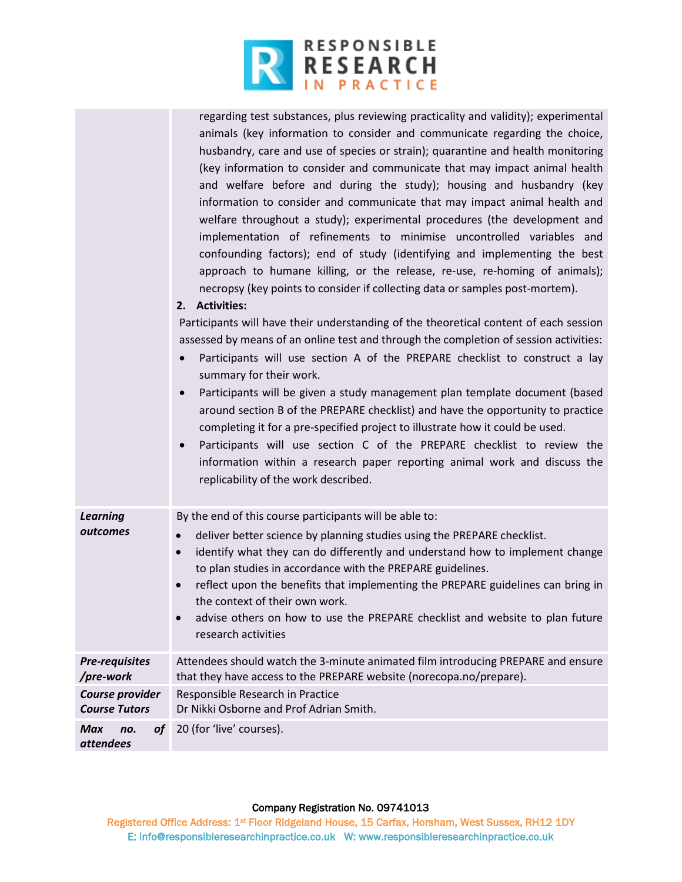| | |
|---|---|
| | regarding test substances, plus reviewing practicality and validity); experimental animals (key information to consider and communicate regarding the choice, husbandry, care and use of species or strain); quarantine and health monitoring (key information to consider and communicate that may impact animal health and welfare before and during the study); housing and husbandry (key information to consider and communicate that may impact animal health and welfare throughout a study); experimental procedures (the development and implementation of refinements to minimise uncontrolled variables and confounding factors); end of study (identifying and implementing the best approach to humane killing, or the release, re-use, re-homing of animals); necropsy (key points to consider if collecting data or samples post-mortem).<br><br>**2. Activities:**<br>Participants will have their understanding of the theoretical content of each session assessed by means of an online test and through the completion of session activities:<br>• Participants will use section A of the PREPARE checklist to construct a lay summary for their work.<br>• Participants will be given a study management plan template document (based around section B of the PREPARE checklist) and have the opportunity to practice completing it for a pre-specified project to illustrate how it could be used.<br>• Participants will use section C of the PREPARE checklist to review the information within a research paper reporting animal work and discuss the replicability of the work described. |
| ***Learning outcomes*** | By the end of this course participants will be able to:<br>• deliver better science by planning studies using the PREPARE checklist.<br>• identify what they can do differently and understand how to implement change to plan studies in accordance with the PREPARE guidelines.<br>• reflect upon the benefits that implementing the PREPARE guidelines can bring in the context of their own work.<br>• advise others on how to use the PREPARE checklist and website to plan future research activities |
| ***Pre-requisites /pre-work*** | Attendees should watch the 3-minute animated film introducing PREPARE and ensure that they have access to the PREPARE website (norecopa.no/prepare). |
| ***Course provider Course Tutors*** | Responsible Research in Practice<br>Dr Nikki Osborne and Prof Adrian Smith. |
| ***Max no. of attendees*** | 20 (for 'live' courses). |